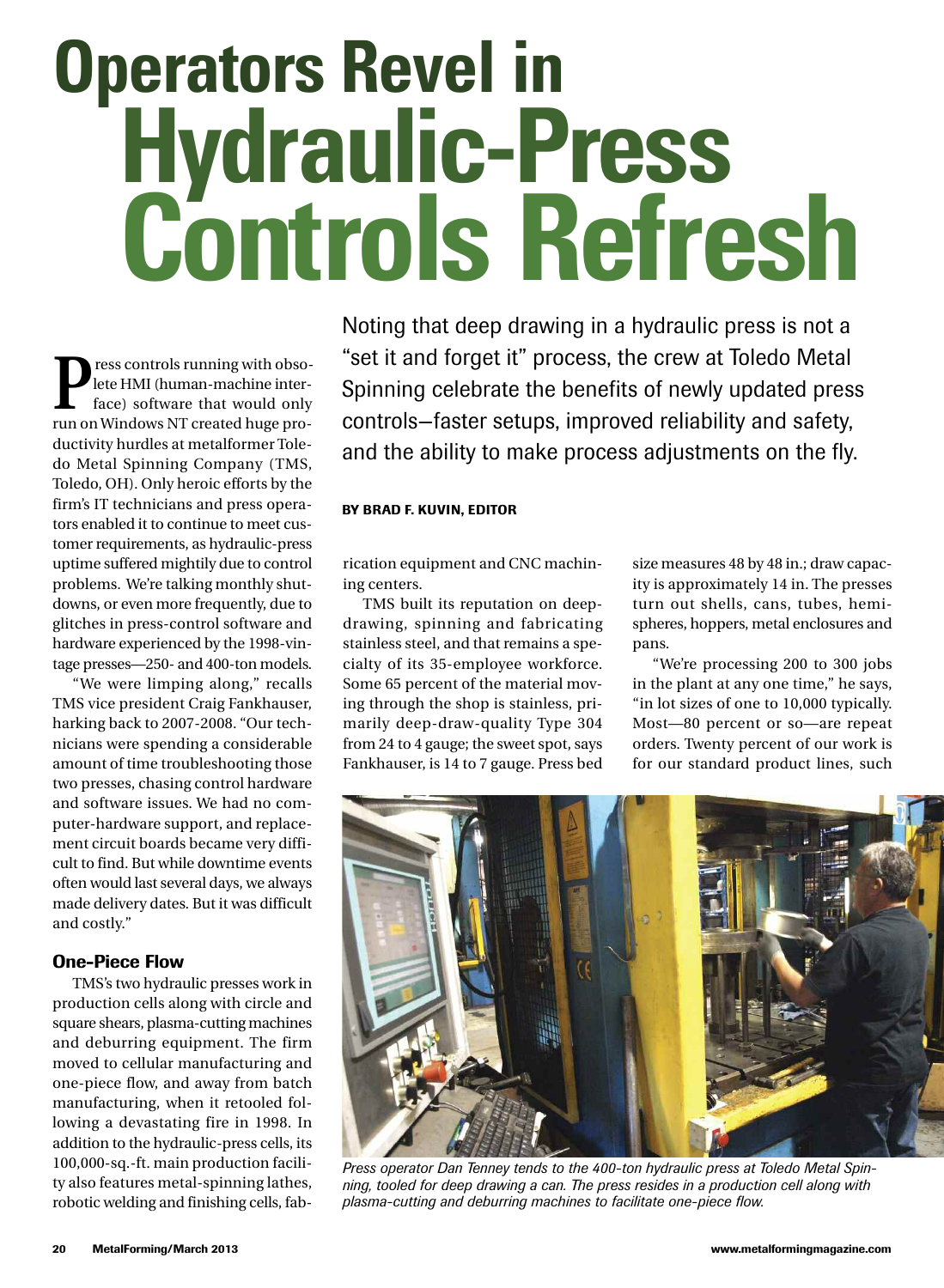# Operators Revel in Hydraulic-Press Controls Refresh

Noting that deep drawing in a hydraulic press is not a "set it and forget it" process, the crew at Toledo Metal Spinning celebrate the benefits of newly updated press controls—faster setups, improved reliability and safety, and the ability to make process adjustments on the fly.

**BY BRAD F. KUVIN, EDITOR**

Press controls running with obsolete HMI (human-machine interface) software that would only run on Windows NT created huge productivity hurdles at metalformer Toledo Metal Spinning Company (TMS, Toledo, OH). Only heroic efforts by the firm's IT technicians and press operators enabled it to continue to meet customer requirements, as hydraulic-press uptime suffered mightily due to control problems. We're talking monthly shutdowns, or even more frequently, due to glitches in press-control software and hardware experienced by the 1998-vintage presses—250- and 400-ton models.

"We were limping along," recalls TMS vice president Craig Fankhauser, harking back to 2007-2008. "Our technicians were spending a considerable amount of time troubleshooting those two presses, chasing control hardware and software issues. We had no computer-hardware support, and replacement circuit boards became very difficult to find. But while downtime events often would last several days, we always made delivery dates. But it was difficult and costly."

## One-Piece Flow

TMS's two hydraulic presses work in production cells along with circle and square shears, plasma-cutting machines and deburring equipment. The firm moved to cellular manufacturing and one-piece flow, and away from batch manufacturing, when it retooled following a devastating fire in 1998. In addition to the hydraulic-press cells, its 100,000-sq.-ft. main production facility also features metal-spinning lathes, robotic welding and finishing cells, fabrication equipment and CNC machining centers.

TMS built its reputation on deep-drawing, spinning and fabricating stainless steel, and that remains a specialty of its 35-employee workforce. Some 65 percent of the material moving through the shop is stainless, primarily deep-draw-quality Type 304 from 24 to 4 gauge; the sweet spot, says Fankhauser, is 14 to 7 gauge. Press bed size measures 48 by 48 in.; draw capacity is approximately 14 in. The presses turn out shells, cans, tubes, hemispheres, hoppers, metal enclosures and pans.

"We're processing 200 to 300 jobs in the plant at any one time," he says, "in lot sizes of one to 10,000 typically. Most—80 percent or so—are repeat orders. Twenty percent of our work is for our standard product lines, such

*Press operator Dan Tenney tends to the 400-ton hydraulic press at Toledo Metal Spinning, tooled for deep drawing a can. The press resides in a production cell along with plasma-cutting and deburring machines to facilitate one-piece flow.*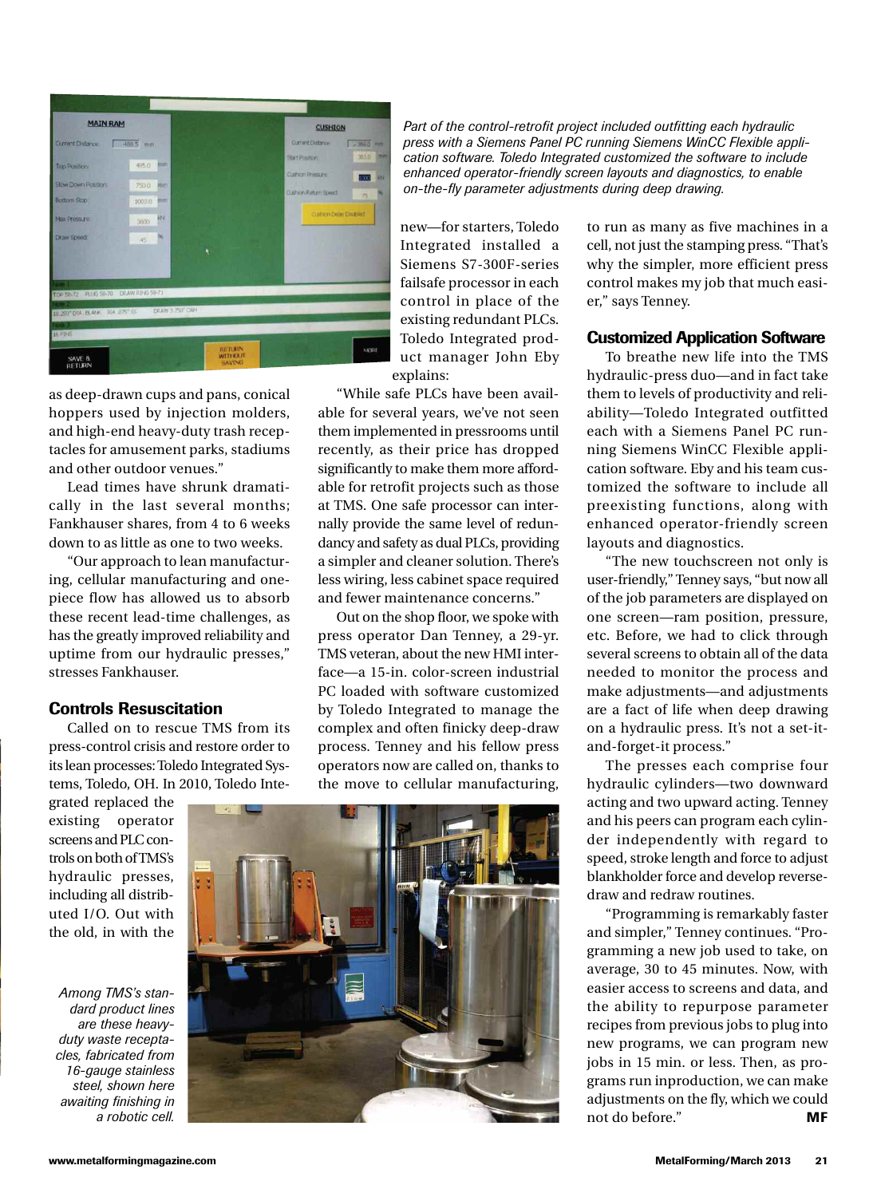*Part of the control-retrofit project included outfitting each hydraulic press with a Siemens Panel PC running Siemens WinCC Flexible application software. Toledo Integrated customized the software to include enhanced operator-friendly screen layouts and diagnostics, to enable on-the-fly parameter adjustments during deep drawing.*

as deep-drawn cups and pans, conical hoppers used by injection molders, and high-end heavy-duty trash receptacles for amusement parks, stadiums and other outdoor venues."

Lead times have shrunk dramatically in the last several months; Fankhauser shares, from 4 to 6 weeks down to as little as one to two weeks.

"Our approach to lean manufacturing, cellular manufacturing and one-piece flow has allowed us to absorb these recent lead-time challenges, as has the greatly improved reliability and uptime from our hydraulic presses," stresses Fankhauser.

## Controls Resuscitation

Called on to rescue TMS from its press-control crisis and restore order to its lean processes: Toledo Integrated Systems, Toledo, OH. In 2010, Toledo Integrated replaced the existing operator screens and PLC controls on both of TMS's hydraulic presses, including all distributed I/O. Out with the old, in with the new—for starters, Toledo Integrated installed a Siemens S7-300F-series failsafe processor in each control in place of the existing redundant PLCs. Toledo Integrated product manager John Eby explains:

"While safe PLCs have been available for several years, we've not seen them implemented in pressrooms until recently, as their price has dropped significantly to make them more affordable for retrofit projects such as those at TMS. One safe processor can internally provide the same level of redundancy and safety as dual PLCs, providing a simpler and cleaner solution. There's less wiring, less cabinet space required and fewer maintenance concerns."

Out on the shop floor, we spoke with press operator Dan Tenney, a 29-yr. TMS veteran, about the new HMI interface—a 15-in. color-screen industrial PC loaded with software customized by Toledo Integrated to manage the complex and often finicky deep-draw process. Tenney and his fellow press operators now are called on, thanks to the move to cellular manufacturing, to run as many as five machines in a cell, not just the stamping press. "That's why the simpler, more efficient press control makes my job that much easier," says Tenney.

*Among TMS's standard product lines are these heavy-duty waste receptacles, fabricated from 16-gauge stainless steel, shown here awaiting finishing in a robotic cell.*

## Customized Application Software

To breathe new life into the TMS hydraulic-press duo—and in fact take them to levels of productivity and reliability—Toledo Integrated outfitted each with a Siemens Panel PC running Siemens WinCC Flexible application software. Eby and his team customized the software to include all preexisting functions, along with enhanced operator-friendly screen layouts and diagnostics.

"The new touchscreen not only is user-friendly," Tenney says, "but now all of the job parameters are displayed on one screen—ram position, pressure, etc. Before, we had to click through several screens to obtain all of the data needed to monitor the process and make adjustments—and adjustments are a fact of life when deep drawing on a hydraulic press. It's not a set-it-and-forget-it process."

The presses each comprise four hydraulic cylinders—two downward acting and two upward acting. Tenney and his peers can program each cylinder independently with regard to speed, stroke length and force to adjust blankholder force and develop reverse-draw and redraw routines.

"Programming is remarkably faster and simpler," Tenney continues. "Programming a new job used to take, on average, 30 to 45 minutes. Now, with easier access to screens and data, and the ability to repurpose parameter recipes from previous jobs to plug into new programs, we can program new jobs in 15 min. or less. Then, as programs run inproduction, we can make adjustments on the fly, which we could not do before." **MF**